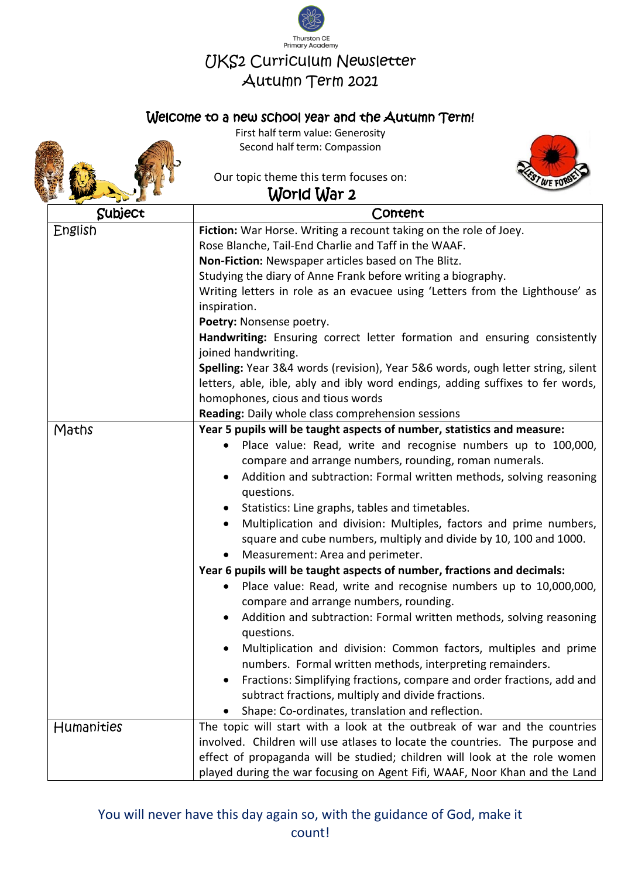Thurston CE Primary Academy

# UKS2 Curriculum Newsletter
# Autumn Term 2021

## Welcome to a new school year and the Autumn Term!

First half term value: Generosity
Second half term: Compassion

Our topic theme this term focuses on:

## World War 2

| Subject | Content |
|---|---|
| English | **Fiction:** War Horse. Writing a recount taking on the role of Joey.<br>Rose Blanche, Tail-End Charlie and Taff in the WAAF.<br>**Non-Fiction:** Newspaper articles based on The Blitz.<br>Studying the diary of Anne Frank before writing a biography.<br>Writing letters in role as an evacuee using 'Letters from the Lighthouse' as inspiration.<br>**Poetry:** Nonsense poetry.<br>**Handwriting:** Ensuring correct letter formation and ensuring consistently joined handwriting.<br>**Spelling:** Year 3&4 words (revision), Year 5&6 words, ough letter string, silent letters, able, ible, ably and ibly word endings, adding suffixes to fer words, homophones, cious and tious words<br>**Reading:** Daily whole class comprehension sessions |
| Maths | **Year 5 pupils will be taught aspects of number, statistics and measure:**<br>• Place value: Read, write and recognise numbers up to 100,000, compare and arrange numbers, rounding, roman numerals.<br>• Addition and subtraction: Formal written methods, solving reasoning questions.<br>• Statistics: Line graphs, tables and timetables.<br>• Multiplication and division: Multiples, factors and prime numbers, square and cube numbers, multiply and divide by 10, 100 and 1000.<br>• Measurement: Area and perimeter.<br>**Year 6 pupils will be taught aspects of number, fractions and decimals:**<br>• Place value: Read, write and recognise numbers up to 10,000,000, compare and arrange numbers, rounding.<br>• Addition and subtraction: Formal written methods, solving reasoning questions.<br>• Multiplication and division: Common factors, multiples and prime numbers. Formal written methods, interpreting remainders.<br>• Fractions: Simplifying fractions, compare and order fractions, add and subtract fractions, multiply and divide fractions.<br>• Shape: Co-ordinates, translation and reflection. |
| Humanities | The topic will start with a look at the outbreak of war and the countries involved. Children will use atlases to locate the countries. The purpose and effect of propaganda will be studied; children will look at the role women played during the war focusing on Agent Fifi, WAAF, Noor Khan and the Land |

You will never have this day again so, with the guidance of God, make it count!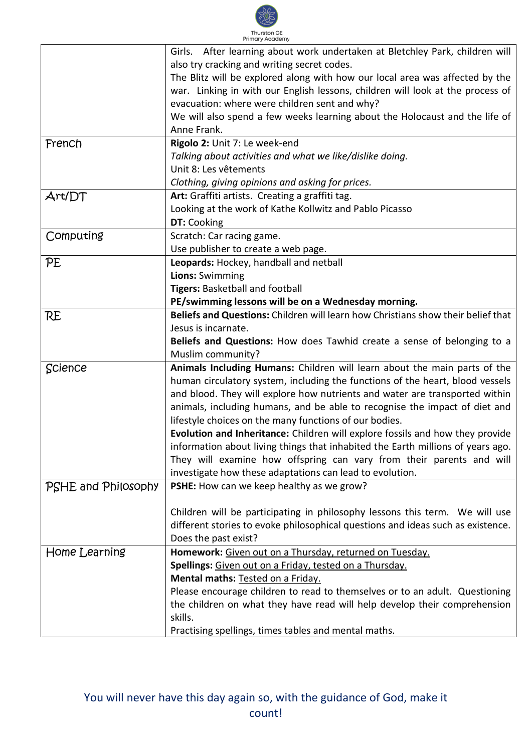| | |
|---|---|
| | Girls. After learning about work undertaken at Bletchley Park, children will also try cracking and writing secret codes.<br>The Blitz will be explored along with how our local area was affected by the war. Linking in with our English lessons, children will look at the process of evacuation: where were children sent and why?<br>We will also spend a few weeks learning about the Holocaust and the life of Anne Frank. |
| French | **Rigolo 2:** Unit 7: Le week-end<br>*Talking about activities and what we like/dislike doing.*<br>Unit 8: Les vêtements<br>*Clothing, giving opinions and asking for prices.* |
| Art/DT | **Art:** Graffiti artists. Creating a graffiti tag.<br>Looking at the work of Kathe Kollwitz and Pablo Picasso<br>**DT:** Cooking |
| Computing | Scratch: Car racing game.<br>Use publisher to create a web page. |
| PE | **Leopards:** Hockey, handball and netball<br>**Lions:** Swimming<br>**Tigers:** Basketball and football<br>**PE/swimming lessons will be on a Wednesday morning.** |
| RE | **Beliefs and Questions:** Children will learn how Christians show their belief that Jesus is incarnate.<br>**Beliefs and Questions:** How does Tawhid create a sense of belonging to a Muslim community? |
| Science | **Animals Including Humans:** Children will learn about the main parts of the human circulatory system, including the functions of the heart, blood vessels and blood. They will explore how nutrients and water are transported within animals, including humans, and be able to recognise the impact of diet and lifestyle choices on the many functions of our bodies.<br>**Evolution and Inheritance:** Children will explore fossils and how they provide information about living things that inhabited the Earth millions of years ago. They will examine how offspring can vary from their parents and will investigate how these adaptations can lead to evolution. |
| PSHE and Philosophy | **PSHE:** How can we keep healthy as we grow?<br><br>Children will be participating in philosophy lessons this term. We will use different stories to evoke philosophical questions and ideas such as existence. Does the past exist? |
| Home Learning | **Homework:** Given out on a Thursday, returned on Tuesday.<br>**Spellings:** Given out on a Friday, tested on a Thursday.<br>**Mental maths:** Tested on a Friday.<br>Please encourage children to read to themselves or to an adult. Questioning the children on what they have read will help develop their comprehension skills.<br>Practising spellings, times tables and mental maths. |

You will never have this day again so, with the guidance of God, make it count!